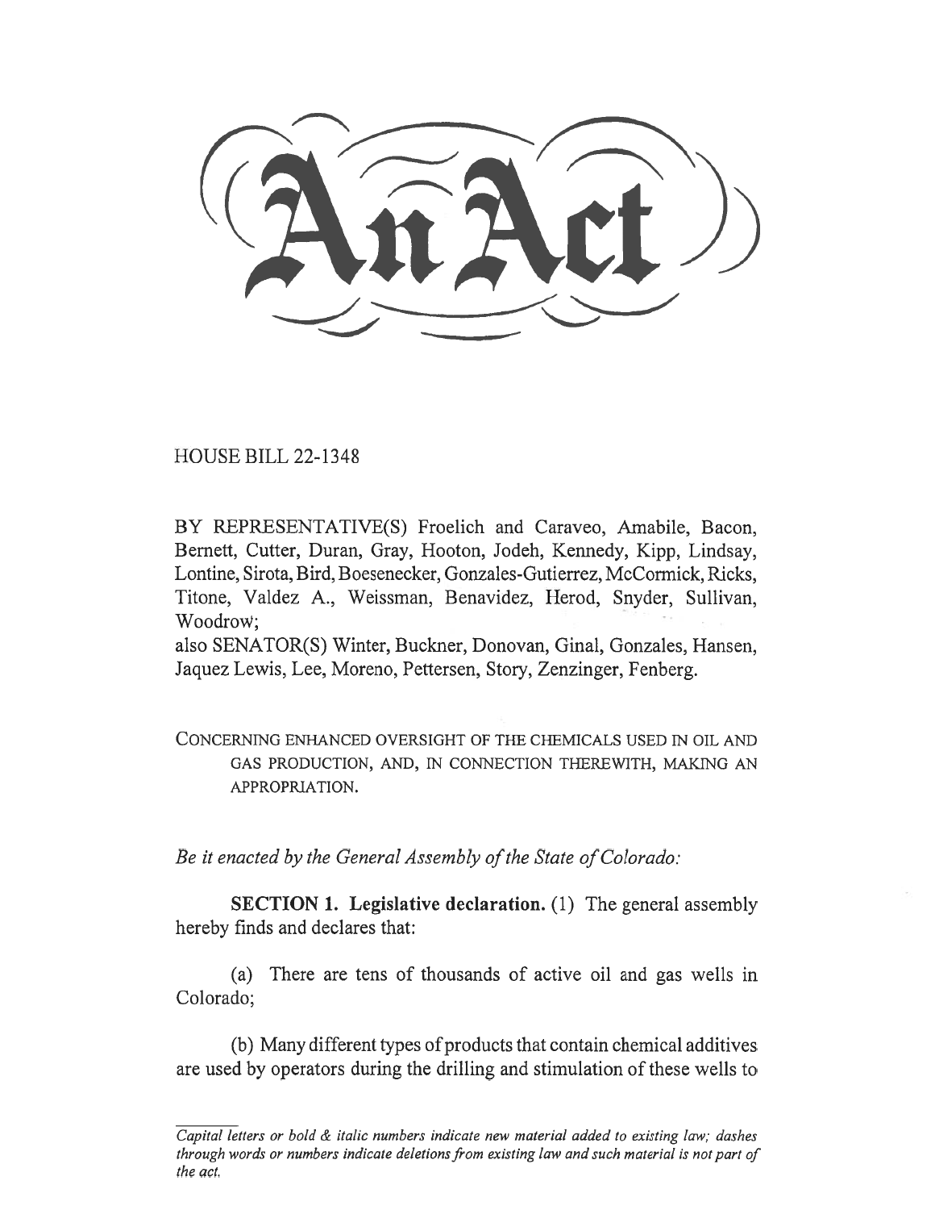# An Act

HOUSE BILL 22-1348

BY REPRESENTATIVE(S) Froelich and Caraveo, Amabile, Bacon, Bernett, Cutter, Duran, Gray, Hooton, Jodeh, Kennedy, Kipp, Lindsay, Lontine, Sirota, Bird, Boesenecker, Gonzales-Gutierrez, McCormick, Ricks, Titone, Valdez A., Weissman, Benavidez, Herod, Snyder, Sullivan, Woodrow;
also SENATOR(S) Winter, Buckner, Donovan, Ginal, Gonzales, Hansen, Jaquez Lewis, Lee, Moreno, Pettersen, Story, Zenzinger, Fenberg.

CONCERNING ENHANCED OVERSIGHT OF THE CHEMICALS USED IN OIL AND GAS PRODUCTION, AND, IN CONNECTION THEREWITH, MAKING AN APPROPRIATION.

*Be it enacted by the General Assembly of the State of Colorado:*

**SECTION 1. Legislative declaration.** (1) The general assembly hereby finds and declares that:

(a) There are tens of thousands of active oil and gas wells in Colorado;

(b) Many different types of products that contain chemical additives are used by operators during the drilling and stimulation of these wells to

*Capital letters or bold & italic numbers indicate new material added to existing law; dashes through words or numbers indicate deletions from existing law and such material is not part of the act.*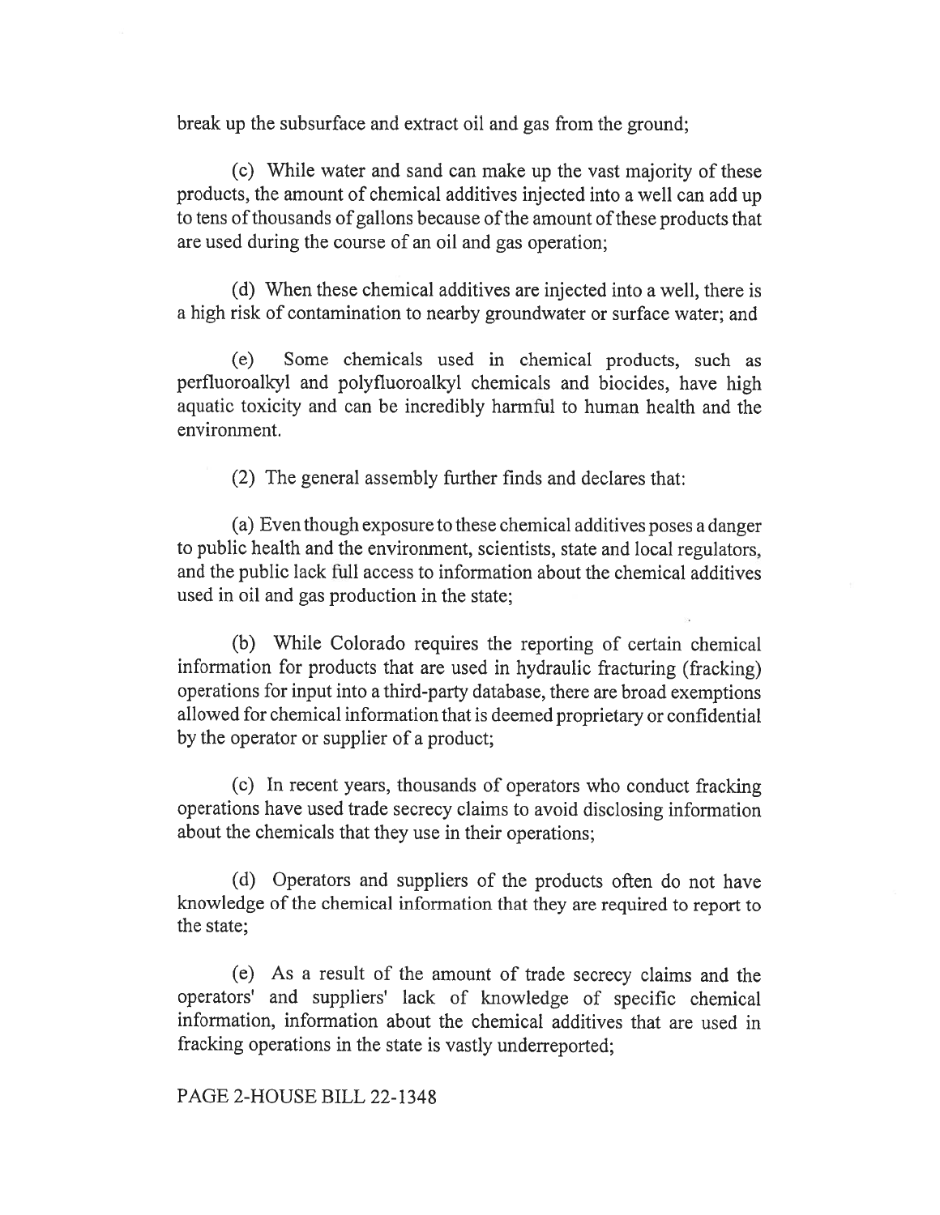break up the subsurface and extract oil and gas from the ground;

(c) While water and sand can make up the vast majority of these products, the amount of chemical additives injected into a well can add up to tens of thousands of gallons because of the amount of these products that are used during the course of an oil and gas operation;

(d) When these chemical additives are injected into a well, there is a high risk of contamination to nearby groundwater or surface water; and

(e) Some chemicals used in chemical products, such as perfluoroalkyl and polyfluoroalkyl chemicals and biocides, have high aquatic toxicity and can be incredibly harmful to human health and the environment.

(2) The general assembly further finds and declares that:

(a) Even though exposure to these chemical additives poses a danger to public health and the environment, scientists, state and local regulators, and the public lack full access to information about the chemical additives used in oil and gas production in the state;

(b) While Colorado requires the reporting of certain chemical information for products that are used in hydraulic fracturing (fracking) operations for input into a third-party database, there are broad exemptions allowed for chemical information that is deemed proprietary or confidential by the operator or supplier of a product;

(c) In recent years, thousands of operators who conduct fracking operations have used trade secrecy claims to avoid disclosing information about the chemicals that they use in their operations;

(d) Operators and suppliers of the products often do not have knowledge of the chemical information that they are required to report to the state;

(e) As a result of the amount of trade secrecy claims and the operators' and suppliers' lack of knowledge of specific chemical information, information about the chemical additives that are used in fracking operations in the state is vastly underreported;

PAGE 2-HOUSE BILL 22-1348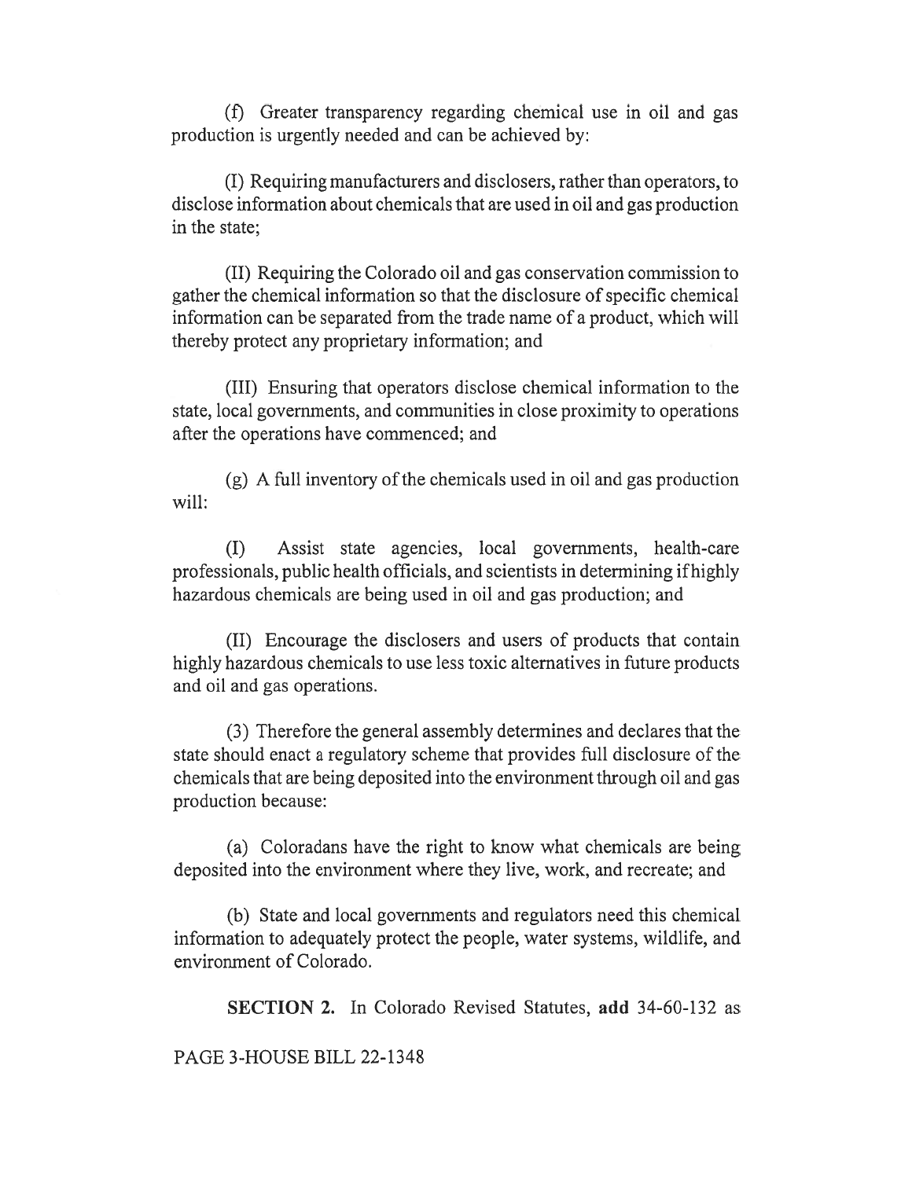(f) Greater transparency regarding chemical use in oil and gas production is urgently needed and can be achieved by:

(I) Requiring manufacturers and disclosers, rather than operators, to disclose information about chemicals that are used in oil and gas production in the state;

(II) Requiring the Colorado oil and gas conservation commission to gather the chemical information so that the disclosure of specific chemical information can be separated from the trade name of a product, which will thereby protect any proprietary information; and

(III) Ensuring that operators disclose chemical information to the state, local governments, and communities in close proximity to operations after the operations have commenced; and

(g) A full inventory of the chemicals used in oil and gas production will:

(I) Assist state agencies, local governments, health-care professionals, public health officials, and scientists in determining if highly hazardous chemicals are being used in oil and gas production; and

(II) Encourage the disclosers and users of products that contain highly hazardous chemicals to use less toxic alternatives in future products and oil and gas operations.

(3) Therefore the general assembly determines and declares that the state should enact a regulatory scheme that provides full disclosure of the chemicals that are being deposited into the environment through oil and gas production because:

(a) Coloradans have the right to know what chemicals are being deposited into the environment where they live, work, and recreate; and

(b) State and local governments and regulators need this chemical information to adequately protect the people, water systems, wildlife, and environment of Colorado.

**SECTION 2.** In Colorado Revised Statutes, **add** 34-60-132 as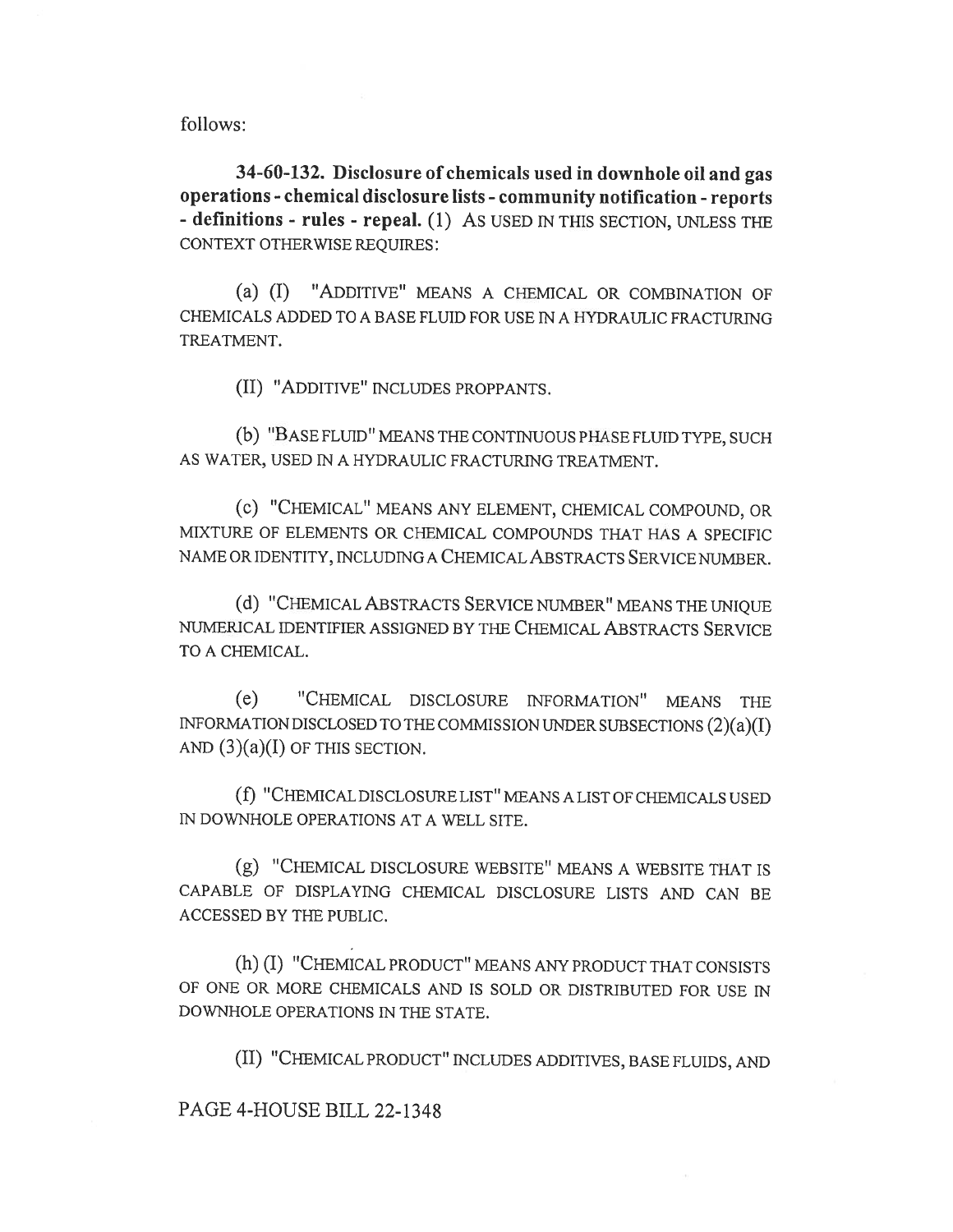follows:

**34-60-132. Disclosure of chemicals used in downhole oil and gas operations - chemical disclosure lists - community notification - reports - definitions - rules - repeal.** (1) AS USED IN THIS SECTION, UNLESS THE CONTEXT OTHERWISE REQUIRES:

(a) (I) "ADDITIVE" MEANS A CHEMICAL OR COMBINATION OF CHEMICALS ADDED TO A BASE FLUID FOR USE IN A HYDRAULIC FRACTURING TREATMENT.

(II) "ADDITIVE" INCLUDES PROPPANTS.

(b) "BASE FLUID" MEANS THE CONTINUOUS PHASE FLUID TYPE, SUCH AS WATER, USED IN A HYDRAULIC FRACTURING TREATMENT.

(c) "CHEMICAL" MEANS ANY ELEMENT, CHEMICAL COMPOUND, OR MIXTURE OF ELEMENTS OR CHEMICAL COMPOUNDS THAT HAS A SPECIFIC NAME OR IDENTITY, INCLUDING A CHEMICAL ABSTRACTS SERVICE NUMBER.

(d) "CHEMICAL ABSTRACTS SERVICE NUMBER" MEANS THE UNIQUE NUMERICAL IDENTIFIER ASSIGNED BY THE CHEMICAL ABSTRACTS SERVICE TO A CHEMICAL.

(e) "CHEMICAL DISCLOSURE INFORMATION" MEANS THE INFORMATION DISCLOSED TO THE COMMISSION UNDER SUBSECTIONS (2)(a)(I) AND (3)(a)(I) OF THIS SECTION.

(f) "CHEMICAL DISCLOSURE LIST" MEANS A LIST OF CHEMICALS USED IN DOWNHOLE OPERATIONS AT A WELL SITE.

(g) "CHEMICAL DISCLOSURE WEBSITE" MEANS A WEBSITE THAT IS CAPABLE OF DISPLAYING CHEMICAL DISCLOSURE LISTS AND CAN BE ACCESSED BY THE PUBLIC.

(h) (I) "CHEMICAL PRODUCT" MEANS ANY PRODUCT THAT CONSISTS OF ONE OR MORE CHEMICALS AND IS SOLD OR DISTRIBUTED FOR USE IN DOWNHOLE OPERATIONS IN THE STATE.

(II) "CHEMICAL PRODUCT" INCLUDES ADDITIVES, BASE FLUIDS, AND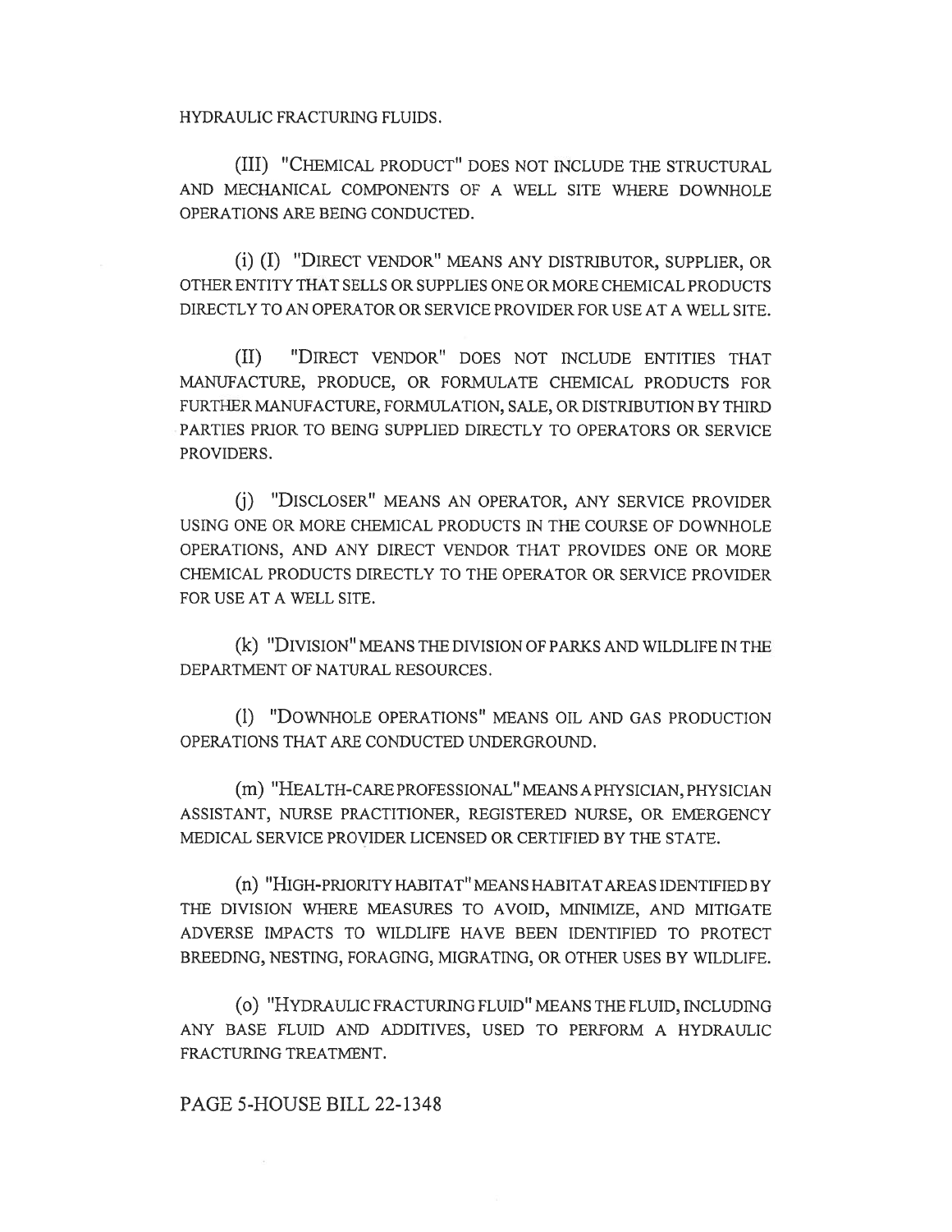HYDRAULIC FRACTURING FLUIDS.

(III) "CHEMICAL PRODUCT" DOES NOT INCLUDE THE STRUCTURAL AND MECHANICAL COMPONENTS OF A WELL SITE WHERE DOWNHOLE OPERATIONS ARE BEING CONDUCTED.

(i) (I) "DIRECT VENDOR" MEANS ANY DISTRIBUTOR, SUPPLIER, OR OTHER ENTITY THAT SELLS OR SUPPLIES ONE OR MORE CHEMICAL PRODUCTS DIRECTLY TO AN OPERATOR OR SERVICE PROVIDER FOR USE AT A WELL SITE.

(II) "DIRECT VENDOR" DOES NOT INCLUDE ENTITIES THAT MANUFACTURE, PRODUCE, OR FORMULATE CHEMICAL PRODUCTS FOR FURTHER MANUFACTURE, FORMULATION, SALE, OR DISTRIBUTION BY THIRD PARTIES PRIOR TO BEING SUPPLIED DIRECTLY TO OPERATORS OR SERVICE PROVIDERS.

(j) "DISCLOSER" MEANS AN OPERATOR, ANY SERVICE PROVIDER USING ONE OR MORE CHEMICAL PRODUCTS IN THE COURSE OF DOWNHOLE OPERATIONS, AND ANY DIRECT VENDOR THAT PROVIDES ONE OR MORE CHEMICAL PRODUCTS DIRECTLY TO THE OPERATOR OR SERVICE PROVIDER FOR USE AT A WELL SITE.

(k) "DIVISION" MEANS THE DIVISION OF PARKS AND WILDLIFE IN THE DEPARTMENT OF NATURAL RESOURCES.

(l) "DOWNHOLE OPERATIONS" MEANS OIL AND GAS PRODUCTION OPERATIONS THAT ARE CONDUCTED UNDERGROUND.

(m) "HEALTH-CARE PROFESSIONAL" MEANS A PHYSICIAN, PHYSICIAN ASSISTANT, NURSE PRACTITIONER, REGISTERED NURSE, OR EMERGENCY MEDICAL SERVICE PROVIDER LICENSED OR CERTIFIED BY THE STATE.

(n) "HIGH-PRIORITY HABITAT" MEANS HABITAT AREAS IDENTIFIED BY THE DIVISION WHERE MEASURES TO AVOID, MINIMIZE, AND MITIGATE ADVERSE IMPACTS TO WILDLIFE HAVE BEEN IDENTIFIED TO PROTECT BREEDING, NESTING, FORAGING, MIGRATING, OR OTHER USES BY WILDLIFE.

(o) "HYDRAULIC FRACTURING FLUID" MEANS THE FLUID, INCLUDING ANY BASE FLUID AND ADDITIVES, USED TO PERFORM A HYDRAULIC FRACTURING TREATMENT.

PAGE 5-HOUSE BILL 22-1348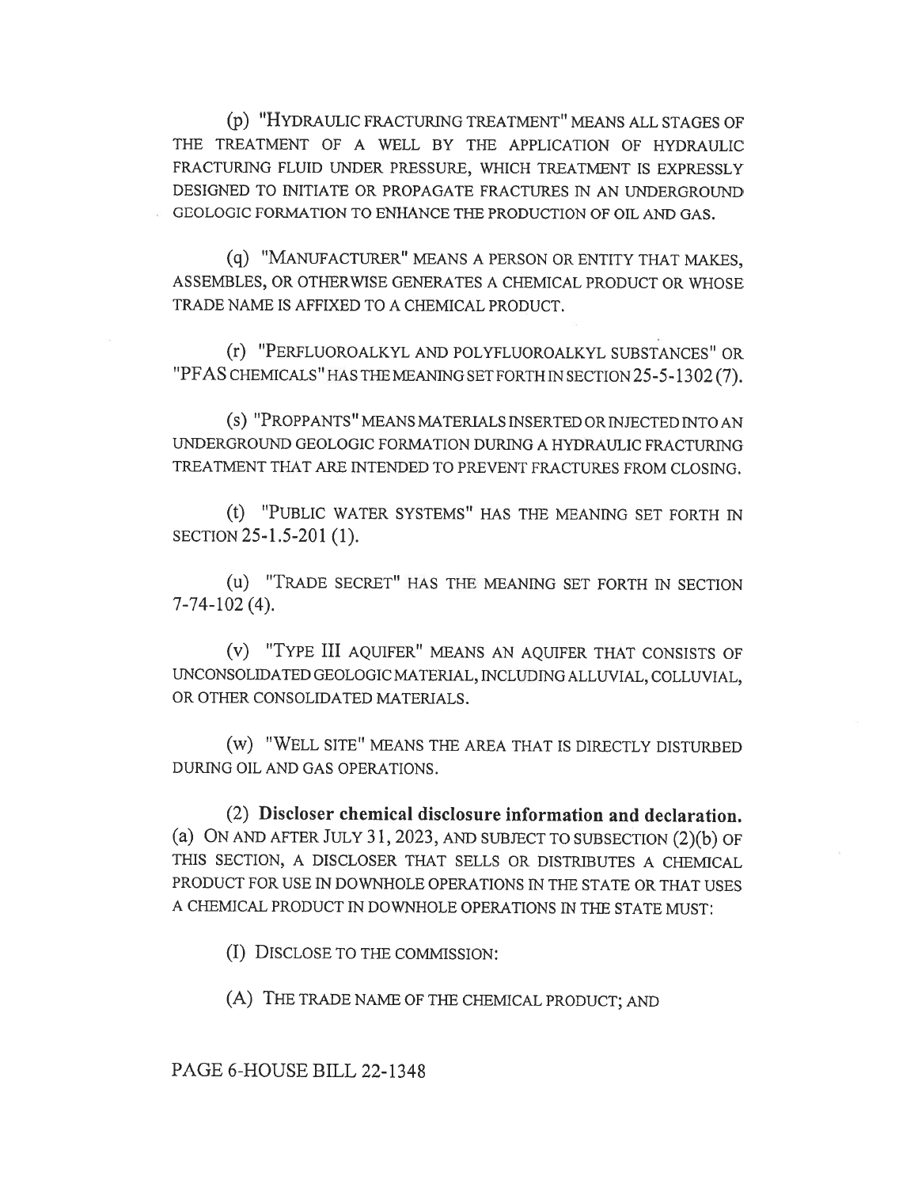(p) "HYDRAULIC FRACTURING TREATMENT" MEANS ALL STAGES OF THE TREATMENT OF A WELL BY THE APPLICATION OF HYDRAULIC FRACTURING FLUID UNDER PRESSURE, WHICH TREATMENT IS EXPRESSLY DESIGNED TO INITIATE OR PROPAGATE FRACTURES IN AN UNDERGROUND GEOLOGIC FORMATION TO ENHANCE THE PRODUCTION OF OIL AND GAS.

(q) "MANUFACTURER" MEANS A PERSON OR ENTITY THAT MAKES, ASSEMBLES, OR OTHERWISE GENERATES A CHEMICAL PRODUCT OR WHOSE TRADE NAME IS AFFIXED TO A CHEMICAL PRODUCT.

(r) "PERFLUOROALKYL AND POLYFLUOROALKYL SUBSTANCES" OR "PFAS CHEMICALS" HAS THE MEANING SET FORTH IN SECTION 25-5-1302 (7).

(s) "PROPPANTS" MEANS MATERIALS INSERTED OR INJECTED INTO AN UNDERGROUND GEOLOGIC FORMATION DURING A HYDRAULIC FRACTURING TREATMENT THAT ARE INTENDED TO PREVENT FRACTURES FROM CLOSING.

(t) "PUBLIC WATER SYSTEMS" HAS THE MEANING SET FORTH IN SECTION 25-1.5-201 (1).

(u) "TRADE SECRET" HAS THE MEANING SET FORTH IN SECTION 7-74-102 (4).

(v) "TYPE III AQUIFER" MEANS AN AQUIFER THAT CONSISTS OF UNCONSOLIDATED GEOLOGIC MATERIAL, INCLUDING ALLUVIAL, COLLUVIAL, OR OTHER CONSOLIDATED MATERIALS.

(w) "WELL SITE" MEANS THE AREA THAT IS DIRECTLY DISTURBED DURING OIL AND GAS OPERATIONS.

(2) **Discloser chemical disclosure information and declaration.** (a) ON AND AFTER JULY 31, 2023, AND SUBJECT TO SUBSECTION (2)(b) OF THIS SECTION, A DISCLOSER THAT SELLS OR DISTRIBUTES A CHEMICAL PRODUCT FOR USE IN DOWNHOLE OPERATIONS IN THE STATE OR THAT USES A CHEMICAL PRODUCT IN DOWNHOLE OPERATIONS IN THE STATE MUST:

(I) DISCLOSE TO THE COMMISSION:

(A) THE TRADE NAME OF THE CHEMICAL PRODUCT; AND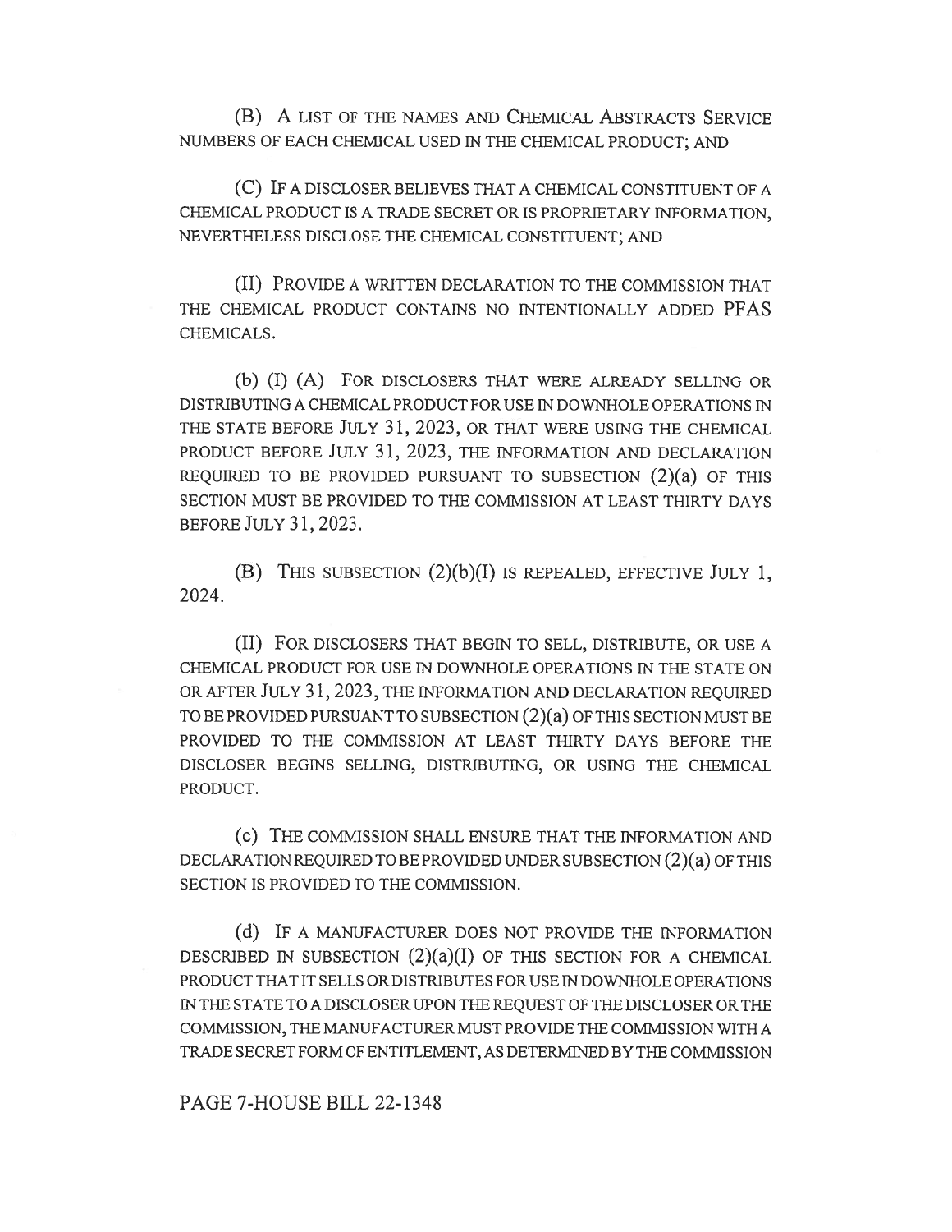(B) A LIST OF THE NAMES AND CHEMICAL ABSTRACTS SERVICE NUMBERS OF EACH CHEMICAL USED IN THE CHEMICAL PRODUCT; AND

(C) IF A DISCLOSER BELIEVES THAT A CHEMICAL CONSTITUENT OF A CHEMICAL PRODUCT IS A TRADE SECRET OR IS PROPRIETARY INFORMATION, NEVERTHELESS DISCLOSE THE CHEMICAL CONSTITUENT; AND

(II) PROVIDE A WRITTEN DECLARATION TO THE COMMISSION THAT THE CHEMICAL PRODUCT CONTAINS NO INTENTIONALLY ADDED PFAS CHEMICALS.

(b) (I) (A) FOR DISCLOSERS THAT WERE ALREADY SELLING OR DISTRIBUTING A CHEMICAL PRODUCT FOR USE IN DOWNHOLE OPERATIONS IN THE STATE BEFORE JULY 31, 2023, OR THAT WERE USING THE CHEMICAL PRODUCT BEFORE JULY 31, 2023, THE INFORMATION AND DECLARATION REQUIRED TO BE PROVIDED PURSUANT TO SUBSECTION (2)(a) OF THIS SECTION MUST BE PROVIDED TO THE COMMISSION AT LEAST THIRTY DAYS BEFORE JULY 31, 2023.

(B) THIS SUBSECTION (2)(b)(I) IS REPEALED, EFFECTIVE JULY 1, 2024.

(II) FOR DISCLOSERS THAT BEGIN TO SELL, DISTRIBUTE, OR USE A CHEMICAL PRODUCT FOR USE IN DOWNHOLE OPERATIONS IN THE STATE ON OR AFTER JULY 31, 2023, THE INFORMATION AND DECLARATION REQUIRED TO BE PROVIDED PURSUANT TO SUBSECTION (2)(a) OF THIS SECTION MUST BE PROVIDED TO THE COMMISSION AT LEAST THIRTY DAYS BEFORE THE DISCLOSER BEGINS SELLING, DISTRIBUTING, OR USING THE CHEMICAL PRODUCT.

(c) THE COMMISSION SHALL ENSURE THAT THE INFORMATION AND DECLARATION REQUIRED TO BE PROVIDED UNDER SUBSECTION (2)(a) OF THIS SECTION IS PROVIDED TO THE COMMISSION.

(d) IF A MANUFACTURER DOES NOT PROVIDE THE INFORMATION DESCRIBED IN SUBSECTION (2)(a)(I) OF THIS SECTION FOR A CHEMICAL PRODUCT THAT IT SELLS OR DISTRIBUTES FOR USE IN DOWNHOLE OPERATIONS IN THE STATE TO A DISCLOSER UPON THE REQUEST OF THE DISCLOSER OR THE COMMISSION, THE MANUFACTURER MUST PROVIDE THE COMMISSION WITH A TRADE SECRET FORM OF ENTITLEMENT, AS DETERMINED BY THE COMMISSION

PAGE 7-HOUSE BILL 22-1348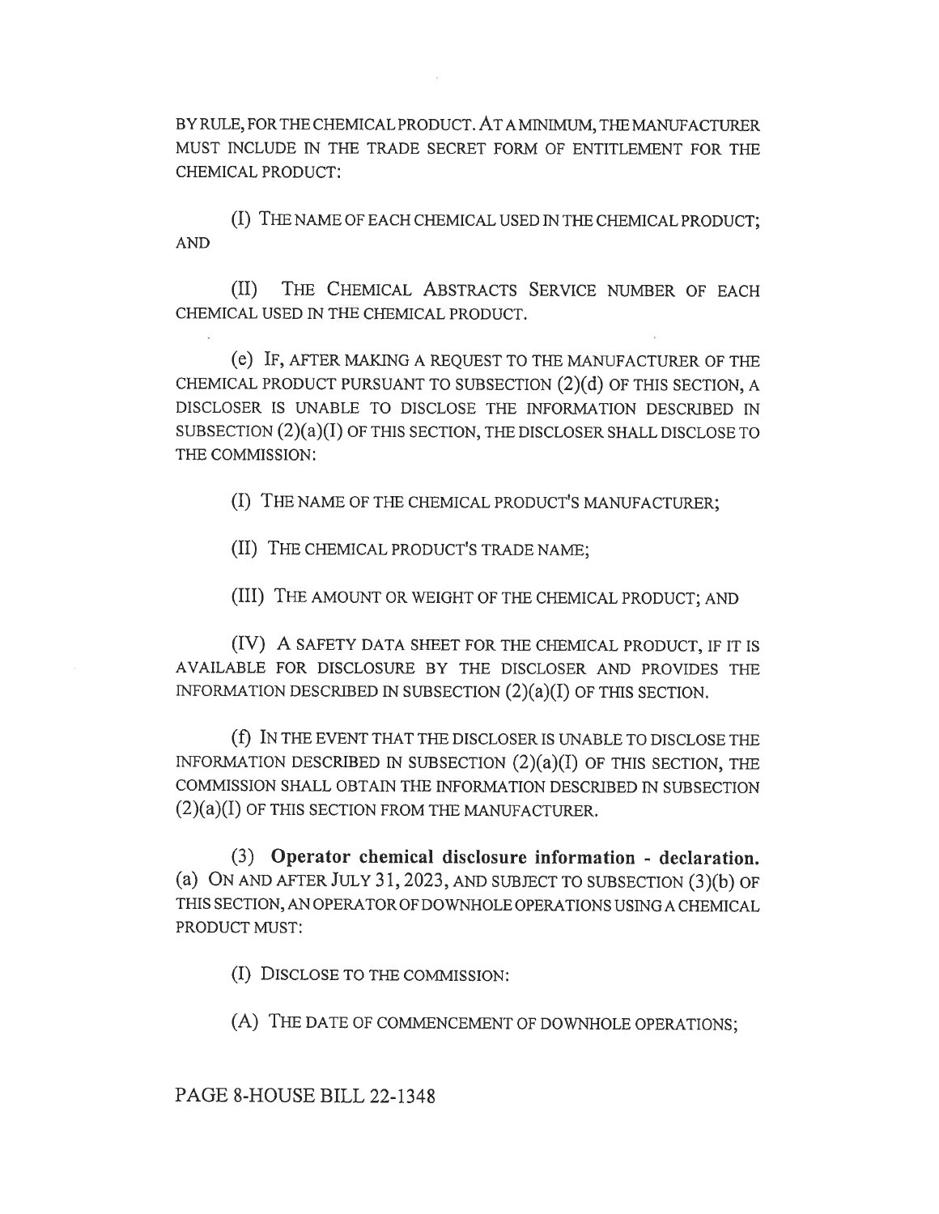BY RULE, FOR THE CHEMICAL PRODUCT. AT A MINIMUM, THE MANUFACTURER MUST INCLUDE IN THE TRADE SECRET FORM OF ENTITLEMENT FOR THE CHEMICAL PRODUCT:

(I) THE NAME OF EACH CHEMICAL USED IN THE CHEMICAL PRODUCT; AND

(II) THE CHEMICAL ABSTRACTS SERVICE NUMBER OF EACH CHEMICAL USED IN THE CHEMICAL PRODUCT.

(e) IF, AFTER MAKING A REQUEST TO THE MANUFACTURER OF THE CHEMICAL PRODUCT PURSUANT TO SUBSECTION (2)(d) OF THIS SECTION, A DISCLOSER IS UNABLE TO DISCLOSE THE INFORMATION DESCRIBED IN SUBSECTION (2)(a)(I) OF THIS SECTION, THE DISCLOSER SHALL DISCLOSE TO THE COMMISSION:

(I) THE NAME OF THE CHEMICAL PRODUCT'S MANUFACTURER;

(II) THE CHEMICAL PRODUCT'S TRADE NAME;

(III) THE AMOUNT OR WEIGHT OF THE CHEMICAL PRODUCT; AND

(IV) A SAFETY DATA SHEET FOR THE CHEMICAL PRODUCT, IF IT IS AVAILABLE FOR DISCLOSURE BY THE DISCLOSER AND PROVIDES THE INFORMATION DESCRIBED IN SUBSECTION (2)(a)(I) OF THIS SECTION.

(f) IN THE EVENT THAT THE DISCLOSER IS UNABLE TO DISCLOSE THE INFORMATION DESCRIBED IN SUBSECTION (2)(a)(I) OF THIS SECTION, THE COMMISSION SHALL OBTAIN THE INFORMATION DESCRIBED IN SUBSECTION (2)(a)(I) OF THIS SECTION FROM THE MANUFACTURER.

(3) **Operator chemical disclosure information - declaration.** (a) ON AND AFTER JULY 31, 2023, AND SUBJECT TO SUBSECTION (3)(b) OF THIS SECTION, AN OPERATOR OF DOWNHOLE OPERATIONS USING A CHEMICAL PRODUCT MUST:

(I) DISCLOSE TO THE COMMISSION:

(A) THE DATE OF COMMENCEMENT OF DOWNHOLE OPERATIONS;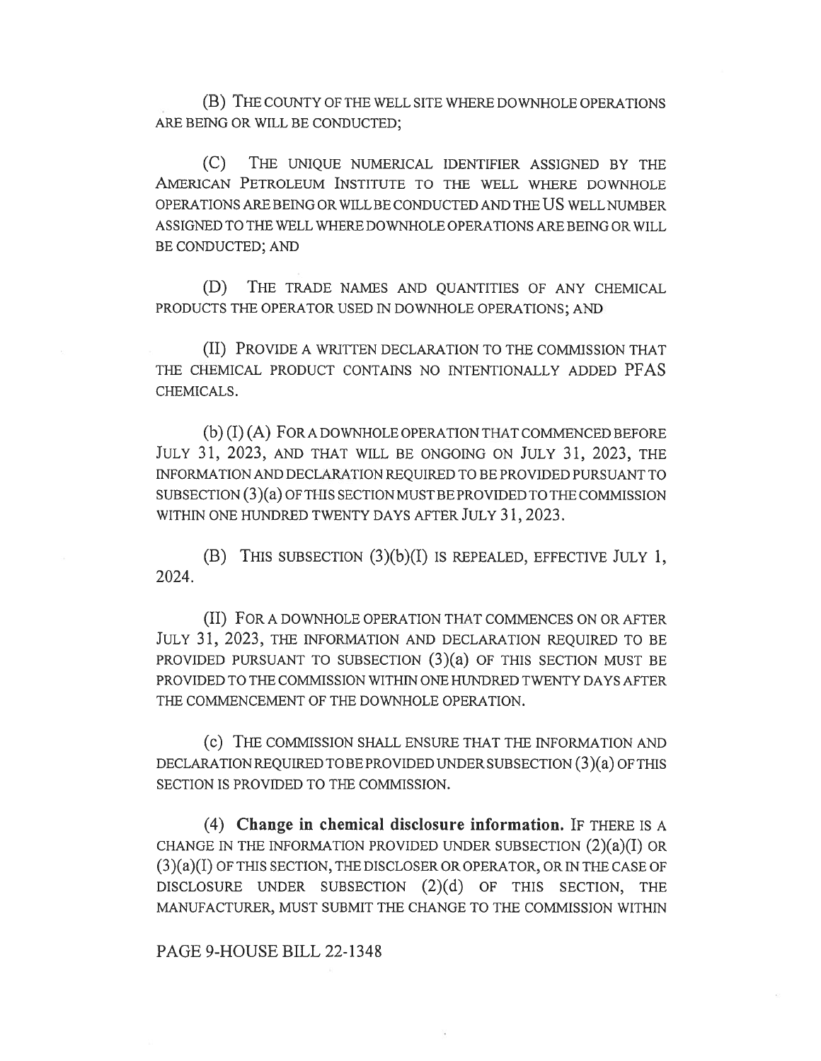(B) THE COUNTY OF THE WELL SITE WHERE DOWNHOLE OPERATIONS ARE BEING OR WILL BE CONDUCTED;

(C) THE UNIQUE NUMERICAL IDENTIFIER ASSIGNED BY THE AMERICAN PETROLEUM INSTITUTE TO THE WELL WHERE DOWNHOLE OPERATIONS ARE BEING OR WILL BE CONDUCTED AND THE US WELL NUMBER ASSIGNED TO THE WELL WHERE DOWNHOLE OPERATIONS ARE BEING OR WILL BE CONDUCTED; AND

(D) THE TRADE NAMES AND QUANTITIES OF ANY CHEMICAL PRODUCTS THE OPERATOR USED IN DOWNHOLE OPERATIONS; AND

(II) PROVIDE A WRITTEN DECLARATION TO THE COMMISSION THAT THE CHEMICAL PRODUCT CONTAINS NO INTENTIONALLY ADDED PFAS CHEMICALS.

(b) (I) (A) FOR A DOWNHOLE OPERATION THAT COMMENCED BEFORE JULY 31, 2023, AND THAT WILL BE ONGOING ON JULY 31, 2023, THE INFORMATION AND DECLARATION REQUIRED TO BE PROVIDED PURSUANT TO SUBSECTION (3)(a) OF THIS SECTION MUST BE PROVIDED TO THE COMMISSION WITHIN ONE HUNDRED TWENTY DAYS AFTER JULY 31, 2023.

(B) THIS SUBSECTION (3)(b)(I) IS REPEALED, EFFECTIVE JULY 1, 2024.

(II) FOR A DOWNHOLE OPERATION THAT COMMENCES ON OR AFTER JULY 31, 2023, THE INFORMATION AND DECLARATION REQUIRED TO BE PROVIDED PURSUANT TO SUBSECTION (3)(a) OF THIS SECTION MUST BE PROVIDED TO THE COMMISSION WITHIN ONE HUNDRED TWENTY DAYS AFTER THE COMMENCEMENT OF THE DOWNHOLE OPERATION.

(c) THE COMMISSION SHALL ENSURE THAT THE INFORMATION AND DECLARATION REQUIRED TO BE PROVIDED UNDER SUBSECTION (3)(a) OF THIS SECTION IS PROVIDED TO THE COMMISSION.

(4) **Change in chemical disclosure information.** IF THERE IS A CHANGE IN THE INFORMATION PROVIDED UNDER SUBSECTION (2)(a)(I) OR (3)(a)(I) OF THIS SECTION, THE DISCLOSER OR OPERATOR, OR IN THE CASE OF DISCLOSURE UNDER SUBSECTION (2)(d) OF THIS SECTION, THE MANUFACTURER, MUST SUBMIT THE CHANGE TO THE COMMISSION WITHIN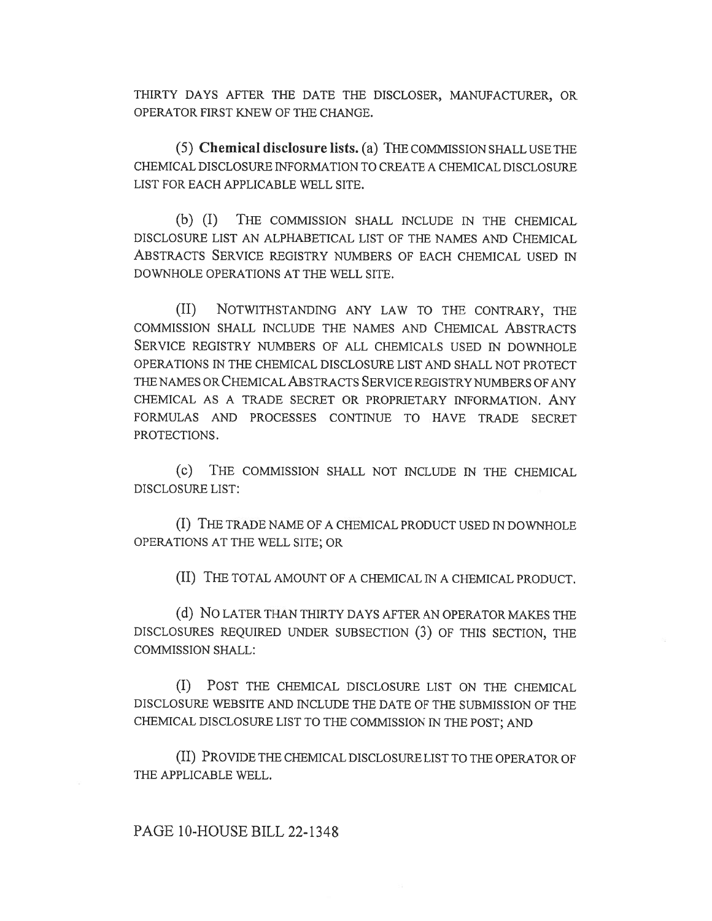THIRTY DAYS AFTER THE DATE THE DISCLOSER, MANUFACTURER, OR OPERATOR FIRST KNEW OF THE CHANGE.

(5) **Chemical disclosure lists.** (a) THE COMMISSION SHALL USE THE CHEMICAL DISCLOSURE INFORMATION TO CREATE A CHEMICAL DISCLOSURE LIST FOR EACH APPLICABLE WELL SITE.

(b) (I) THE COMMISSION SHALL INCLUDE IN THE CHEMICAL DISCLOSURE LIST AN ALPHABETICAL LIST OF THE NAMES AND CHEMICAL ABSTRACTS SERVICE REGISTRY NUMBERS OF EACH CHEMICAL USED IN DOWNHOLE OPERATIONS AT THE WELL SITE.

(II) NOTWITHSTANDING ANY LAW TO THE CONTRARY, THE COMMISSION SHALL INCLUDE THE NAMES AND CHEMICAL ABSTRACTS SERVICE REGISTRY NUMBERS OF ALL CHEMICALS USED IN DOWNHOLE OPERATIONS IN THE CHEMICAL DISCLOSURE LIST AND SHALL NOT PROTECT THE NAMES OR CHEMICAL ABSTRACTS SERVICE REGISTRY NUMBERS OF ANY CHEMICAL AS A TRADE SECRET OR PROPRIETARY INFORMATION. ANY FORMULAS AND PROCESSES CONTINUE TO HAVE TRADE SECRET PROTECTIONS.

(c) THE COMMISSION SHALL NOT INCLUDE IN THE CHEMICAL DISCLOSURE LIST:

(I) THE TRADE NAME OF A CHEMICAL PRODUCT USED IN DOWNHOLE OPERATIONS AT THE WELL SITE; OR

(II) THE TOTAL AMOUNT OF A CHEMICAL IN A CHEMICAL PRODUCT.

(d) NO LATER THAN THIRTY DAYS AFTER AN OPERATOR MAKES THE DISCLOSURES REQUIRED UNDER SUBSECTION (3) OF THIS SECTION, THE COMMISSION SHALL:

(I) POST THE CHEMICAL DISCLOSURE LIST ON THE CHEMICAL DISCLOSURE WEBSITE AND INCLUDE THE DATE OF THE SUBMISSION OF THE CHEMICAL DISCLOSURE LIST TO THE COMMISSION IN THE POST; AND

(II) PROVIDE THE CHEMICAL DISCLOSURE LIST TO THE OPERATOR OF THE APPLICABLE WELL.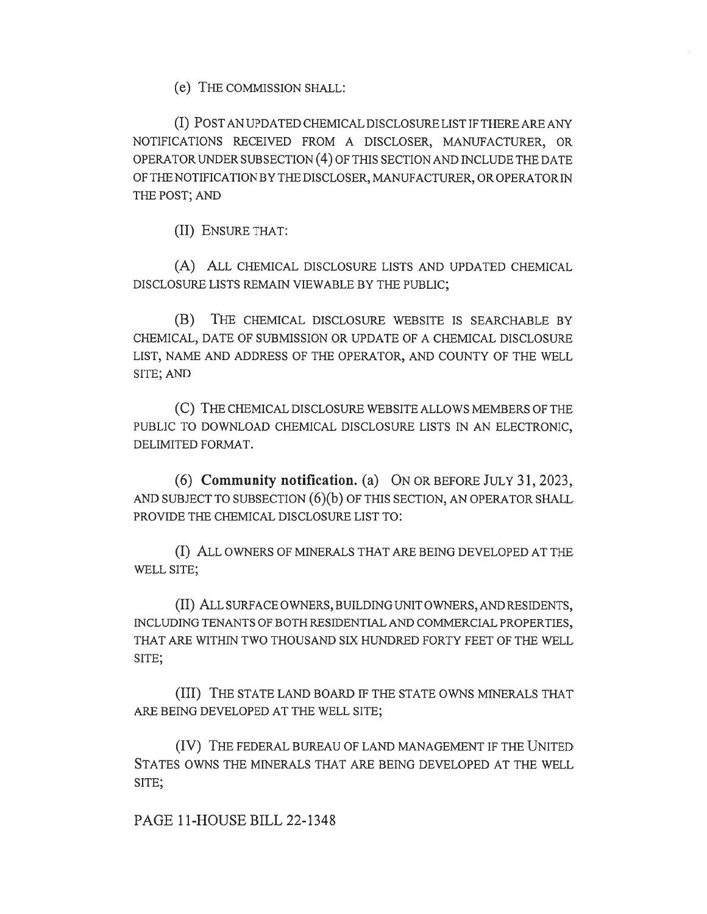(e) THE COMMISSION SHALL:

(I) POST AN UPDATED CHEMICAL DISCLOSURE LIST IF THERE ARE ANY NOTIFICATIONS RECEIVED FROM A DISCLOSER, MANUFACTURER, OR OPERATOR UNDER SUBSECTION (4) OF THIS SECTION AND INCLUDE THE DATE OF THE NOTIFICATION BY THE DISCLOSER, MANUFACTURER, OR OPERATOR IN THE POST; AND

(II) ENSURE THAT:

(A) ALL CHEMICAL DISCLOSURE LISTS AND UPDATED CHEMICAL DISCLOSURE LISTS REMAIN VIEWABLE BY THE PUBLIC;

(B) THE CHEMICAL DISCLOSURE WEBSITE IS SEARCHABLE BY CHEMICAL, DATE OF SUBMISSION OR UPDATE OF A CHEMICAL DISCLOSURE LIST, NAME AND ADDRESS OF THE OPERATOR, AND COUNTY OF THE WELL SITE; AND

(C) THE CHEMICAL DISCLOSURE WEBSITE ALLOWS MEMBERS OF THE PUBLIC TO DOWNLOAD CHEMICAL DISCLOSURE LISTS IN AN ELECTRONIC, DELIMITED FORMAT.

(6) **Community notification.** (a) ON OR BEFORE JULY 31, 2023, AND SUBJECT TO SUBSECTION (6)(b) OF THIS SECTION, AN OPERATOR SHALL PROVIDE THE CHEMICAL DISCLOSURE LIST TO:

(I) ALL OWNERS OF MINERALS THAT ARE BEING DEVELOPED AT THE WELL SITE;

(II) ALL SURFACE OWNERS, BUILDING UNIT OWNERS, AND RESIDENTS, INCLUDING TENANTS OF BOTH RESIDENTIAL AND COMMERCIAL PROPERTIES, THAT ARE WITHIN TWO THOUSAND SIX HUNDRED FORTY FEET OF THE WELL SITE;

(III) THE STATE LAND BOARD IF THE STATE OWNS MINERALS THAT ARE BEING DEVELOPED AT THE WELL SITE;

(IV) THE FEDERAL BUREAU OF LAND MANAGEMENT IF THE UNITED STATES OWNS THE MINERALS THAT ARE BEING DEVELOPED AT THE WELL SITE;

PAGE 11-HOUSE BILL 22-1348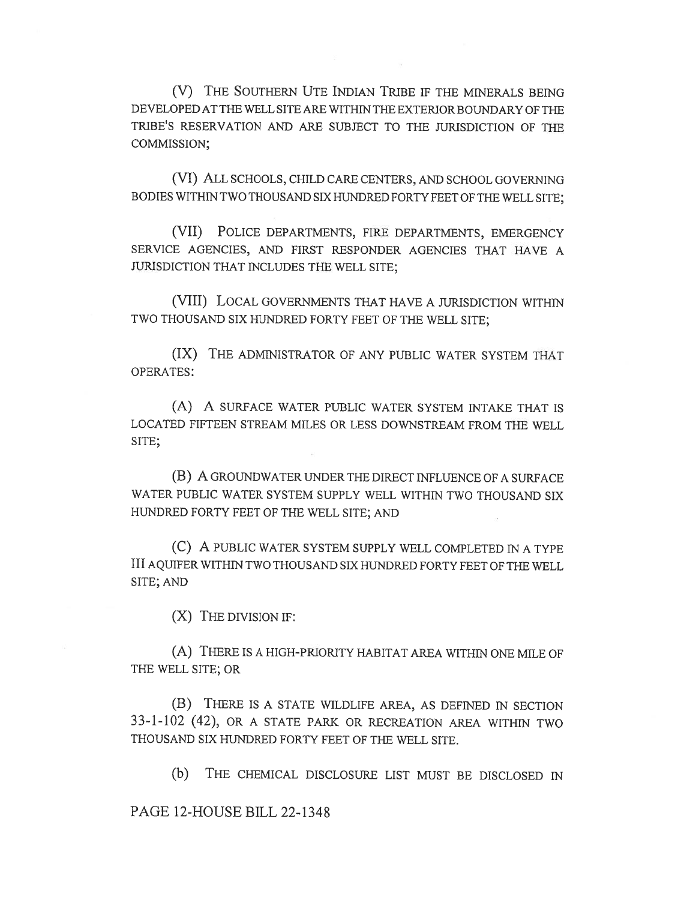(V) THE SOUTHERN UTE INDIAN TRIBE IF THE MINERALS BEING DEVELOPED AT THE WELL SITE ARE WITHIN THE EXTERIOR BOUNDARY OF THE TRIBE'S RESERVATION AND ARE SUBJECT TO THE JURISDICTION OF THE COMMISSION;

(VI) ALL SCHOOLS, CHILD CARE CENTERS, AND SCHOOL GOVERNING BODIES WITHIN TWO THOUSAND SIX HUNDRED FORTY FEET OF THE WELL SITE;

(VII) POLICE DEPARTMENTS, FIRE DEPARTMENTS, EMERGENCY SERVICE AGENCIES, AND FIRST RESPONDER AGENCIES THAT HAVE A JURISDICTION THAT INCLUDES THE WELL SITE;

(VIII) LOCAL GOVERNMENTS THAT HAVE A JURISDICTION WITHIN TWO THOUSAND SIX HUNDRED FORTY FEET OF THE WELL SITE;

(IX) THE ADMINISTRATOR OF ANY PUBLIC WATER SYSTEM THAT OPERATES:

(A) A SURFACE WATER PUBLIC WATER SYSTEM INTAKE THAT IS LOCATED FIFTEEN STREAM MILES OR LESS DOWNSTREAM FROM THE WELL SITE;

(B) A GROUNDWATER UNDER THE DIRECT INFLUENCE OF A SURFACE WATER PUBLIC WATER SYSTEM SUPPLY WELL WITHIN TWO THOUSAND SIX HUNDRED FORTY FEET OF THE WELL SITE; AND

(C) A PUBLIC WATER SYSTEM SUPPLY WELL COMPLETED IN A TYPE III AQUIFER WITHIN TWO THOUSAND SIX HUNDRED FORTY FEET OF THE WELL SITE; AND

(X) THE DIVISION IF:

(A) THERE IS A HIGH-PRIORITY HABITAT AREA WITHIN ONE MILE OF THE WELL SITE; OR

(B) THERE IS A STATE WILDLIFE AREA, AS DEFINED IN SECTION 33-1-102 (42), OR A STATE PARK OR RECREATION AREA WITHIN TWO THOUSAND SIX HUNDRED FORTY FEET OF THE WELL SITE.

(b) THE CHEMICAL DISCLOSURE LIST MUST BE DISCLOSED IN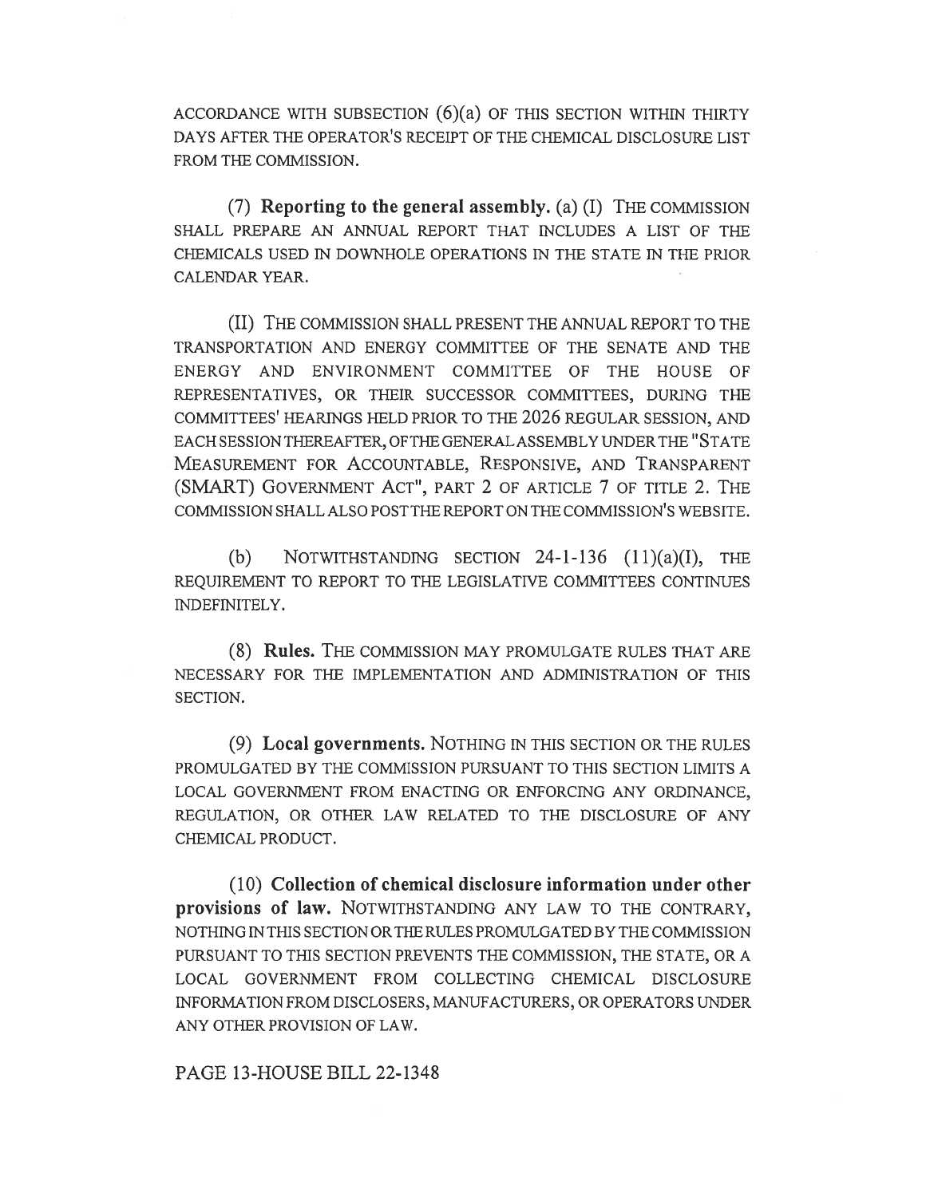ACCORDANCE WITH SUBSECTION (6)(a) OF THIS SECTION WITHIN THIRTY DAYS AFTER THE OPERATOR'S RECEIPT OF THE CHEMICAL DISCLOSURE LIST FROM THE COMMISSION.

(7) **Reporting to the general assembly.** (a) (I) THE COMMISSION SHALL PREPARE AN ANNUAL REPORT THAT INCLUDES A LIST OF THE CHEMICALS USED IN DOWNHOLE OPERATIONS IN THE STATE IN THE PRIOR CALENDAR YEAR.

(II) THE COMMISSION SHALL PRESENT THE ANNUAL REPORT TO THE TRANSPORTATION AND ENERGY COMMITTEE OF THE SENATE AND THE ENERGY AND ENVIRONMENT COMMITTEE OF THE HOUSE OF REPRESENTATIVES, OR THEIR SUCCESSOR COMMITTEES, DURING THE COMMITTEES' HEARINGS HELD PRIOR TO THE 2026 REGULAR SESSION, AND EACH SESSION THEREAFTER, OF THE GENERAL ASSEMBLY UNDER THE "STATE MEASUREMENT FOR ACCOUNTABLE, RESPONSIVE, AND TRANSPARENT (SMART) GOVERNMENT ACT", PART 2 OF ARTICLE 7 OF TITLE 2. THE COMMISSION SHALL ALSO POST THE REPORT ON THE COMMISSION'S WEBSITE.

(b) NOTWITHSTANDING SECTION 24-1-136 (11)(a)(I), THE REQUIREMENT TO REPORT TO THE LEGISLATIVE COMMITTEES CONTINUES INDEFINITELY.

(8) **Rules.** THE COMMISSION MAY PROMULGATE RULES THAT ARE NECESSARY FOR THE IMPLEMENTATION AND ADMINISTRATION OF THIS SECTION.

(9) **Local governments.** NOTHING IN THIS SECTION OR THE RULES PROMULGATED BY THE COMMISSION PURSUANT TO THIS SECTION LIMITS A LOCAL GOVERNMENT FROM ENACTING OR ENFORCING ANY ORDINANCE, REGULATION, OR OTHER LAW RELATED TO THE DISCLOSURE OF ANY CHEMICAL PRODUCT.

(10) **Collection of chemical disclosure information under other provisions of law.** NOTWITHSTANDING ANY LAW TO THE CONTRARY, NOTHING IN THIS SECTION OR THE RULES PROMULGATED BY THE COMMISSION PURSUANT TO THIS SECTION PREVENTS THE COMMISSION, THE STATE, OR A LOCAL GOVERNMENT FROM COLLECTING CHEMICAL DISCLOSURE INFORMATION FROM DISCLOSERS, MANUFACTURERS, OR OPERATORS UNDER ANY OTHER PROVISION OF LAW.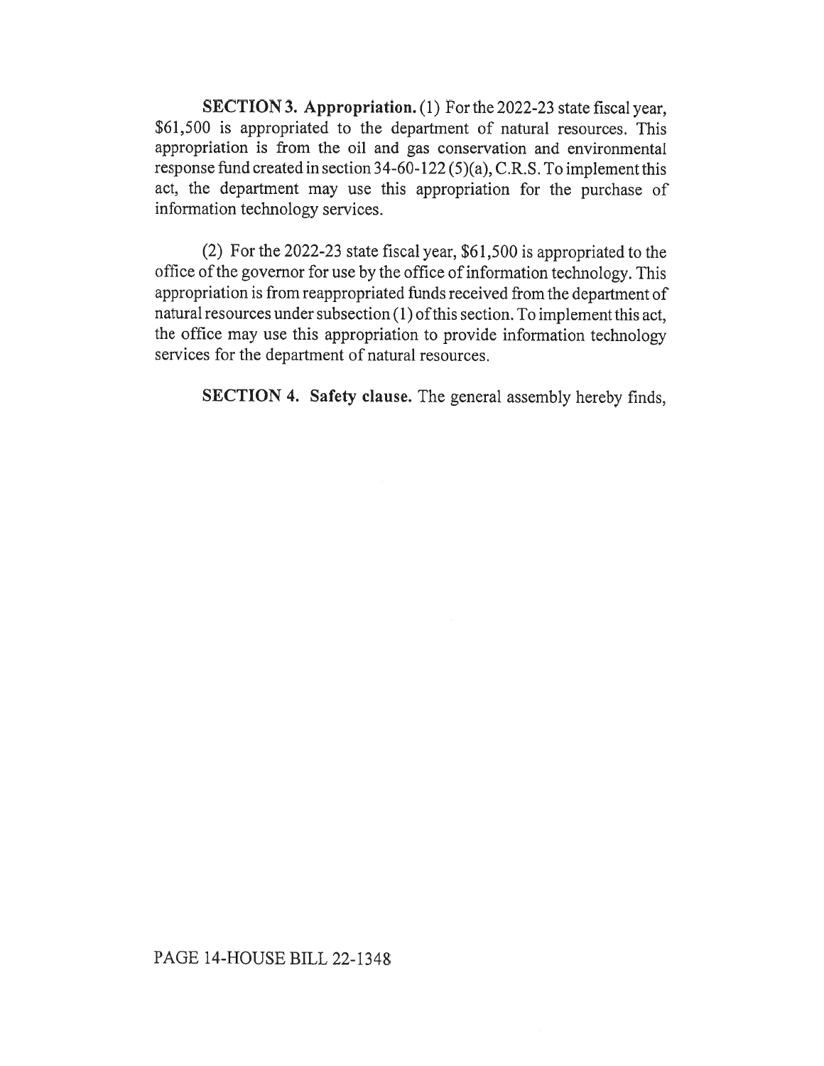**SECTION 3. Appropriation.** (1) For the 2022-23 state fiscal year, $61,500 is appropriated to the department of natural resources. This appropriation is from the oil and gas conservation and environmental response fund created in section 34-60-122 (5)(a), C.R.S. To implement this act, the department may use this appropriation for the purchase of information technology services.

(2) For the 2022-23 state fiscal year, $61,500 is appropriated to the office of the governor for use by the office of information technology. This appropriation is from reappropriated funds received from the department of natural resources under subsection (1) of this section. To implement this act, the office may use this appropriation to provide information technology services for the department of natural resources.

**SECTION 4. Safety clause.** The general assembly hereby finds,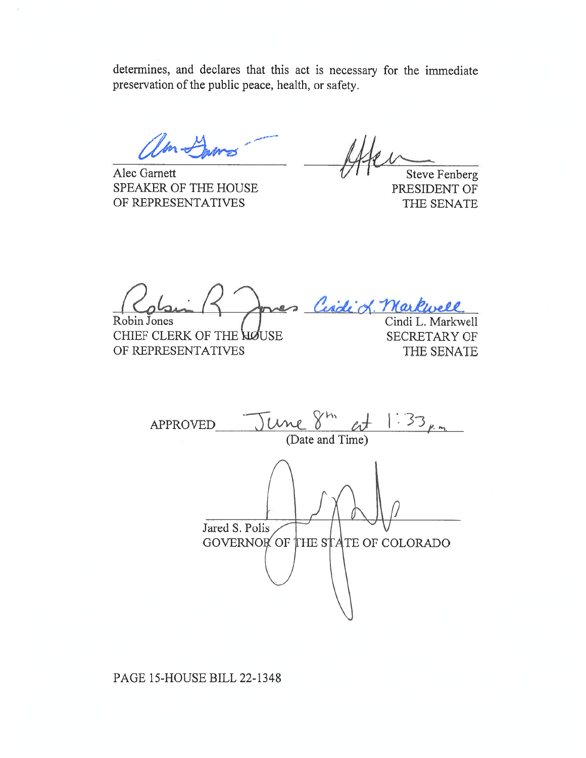determines, and declares that this act is necessary for the immediate preservation of the public peace, health, or safety.

Alec Garnett
SPEAKER OF THE HOUSE
OF REPRESENTATIVES

Steve Fenberg
PRESIDENT OF
THE SENATE

Robin Jones
CHIEF CLERK OF THE HOUSE
OF REPRESENTATIVES

Cindi L. Markwell
SECRETARY OF
THE SENATE

APPROVED June 8th at 1:33 p.m.
(Date and Time)

Jared S. Polis
GOVERNOR OF THE STATE OF COLORADO

PAGE 15-HOUSE BILL 22-1348